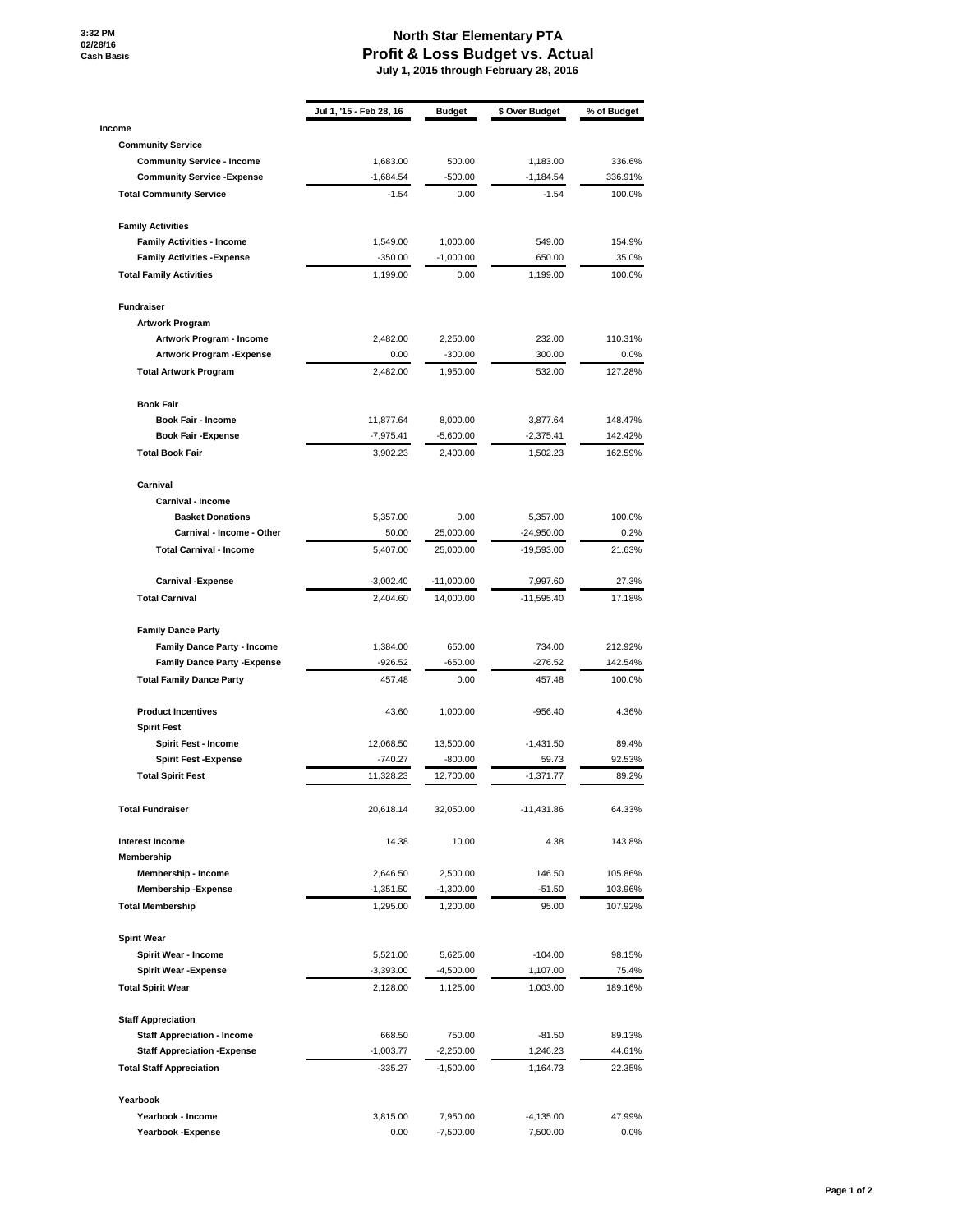3:32 PM
02/28/16
Cash Basis

# North Star Elementary PTA
## Profit & Loss Budget vs. Actual
### July 1, 2015 through February 28, 2016

| | Jul 1, '15 - Feb 28, 16 | Budget | $ Over Budget | % of Budget |
|---|---|---|---|---|
| **Income** | | | | |
| **Community Service** | | | | |
| Community Service - Income | 1,683.00 | 500.00 | 1,183.00 | 336.6% |
| Community Service -Expense | -1,684.54 | -500.00 | -1,184.54 | 336.91% |
| **Total Community Service** | -1.54 | 0.00 | -1.54 | 100.0% |
| **Family Activities** | | | | |
| Family Activities - Income | 1,549.00 | 1,000.00 | 549.00 | 154.9% |
| Family Activities -Expense | -350.00 | -1,000.00 | 650.00 | 35.0% |
| **Total Family Activities** | 1,199.00 | 0.00 | 1,199.00 | 100.0% |
| **Fundraiser** | | | | |
| **Artwork Program** | | | | |
| Artwork Program - Income | 2,482.00 | 2,250.00 | 232.00 | 110.31% |
| Artwork Program -Expense | 0.00 | -300.00 | 300.00 | 0.0% |
| **Total Artwork Program** | 2,482.00 | 1,950.00 | 532.00 | 127.28% |
| **Book Fair** | | | | |
| Book Fair - Income | 11,877.64 | 8,000.00 | 3,877.64 | 148.47% |
| Book Fair -Expense | -7,975.41 | -5,600.00 | -2,375.41 | 142.42% |
| **Total Book Fair** | 3,902.23 | 2,400.00 | 1,502.23 | 162.59% |
| **Carnival** | | | | |
| **Carnival - Income** | | | | |
| Basket Donations | 5,357.00 | 0.00 | 5,357.00 | 100.0% |
| Carnival - Income - Other | 50.00 | 25,000.00 | -24,950.00 | 0.2% |
| **Total Carnival - Income** | 5,407.00 | 25,000.00 | -19,593.00 | 21.63% |
| Carnival -Expense | -3,002.40 | -11,000.00 | 7,997.60 | 27.3% |
| **Total Carnival** | 2,404.60 | 14,000.00 | -11,595.40 | 17.18% |
| **Family Dance Party** | | | | |
| Family Dance Party - Income | 1,384.00 | 650.00 | 734.00 | 212.92% |
| Family Dance Party -Expense | -926.52 | -650.00 | -276.52 | 142.54% |
| **Total Family Dance Party** | 457.48 | 0.00 | 457.48 | 100.0% |
| Product Incentives | 43.60 | 1,000.00 | -956.40 | 4.36% |
| **Spirit Fest** | | | | |
| Spirit Fest - Income | 12,068.50 | 13,500.00 | -1,431.50 | 89.4% |
| Spirit Fest -Expense | -740.27 | -800.00 | 59.73 | 92.53% |
| **Total Spirit Fest** | 11,328.23 | 12,700.00 | -1,371.77 | 89.2% |
| **Total Fundraiser** | 20,618.14 | 32,050.00 | -11,431.86 | 64.33% |
| Interest Income | 14.38 | 10.00 | 4.38 | 143.8% |
| **Membership** | | | | |
| Membership - Income | 2,646.50 | 2,500.00 | 146.50 | 105.86% |
| Membership -Expense | -1,351.50 | -1,300.00 | -51.50 | 103.96% |
| **Total Membership** | 1,295.00 | 1,200.00 | 95.00 | 107.92% |
| **Spirit Wear** | | | | |
| Spirit Wear - Income | 5,521.00 | 5,625.00 | -104.00 | 98.15% |
| Spirit Wear -Expense | -3,393.00 | -4,500.00 | 1,107.00 | 75.4% |
| **Total Spirit Wear** | 2,128.00 | 1,125.00 | 1,003.00 | 189.16% |
| **Staff Appreciation** | | | | |
| Staff Appreciation - Income | 668.50 | 750.00 | -81.50 | 89.13% |
| Staff Appreciation -Expense | -1,003.77 | -2,250.00 | 1,246.23 | 44.61% |
| **Total Staff Appreciation** | -335.27 | -1,500.00 | 1,164.73 | 22.35% |
| **Yearbook** | | | | |
| Yearbook - Income | 3,815.00 | 7,950.00 | -4,135.00 | 47.99% |
| Yearbook -Expense | 0.00 | -7,500.00 | 7,500.00 | 0.0% |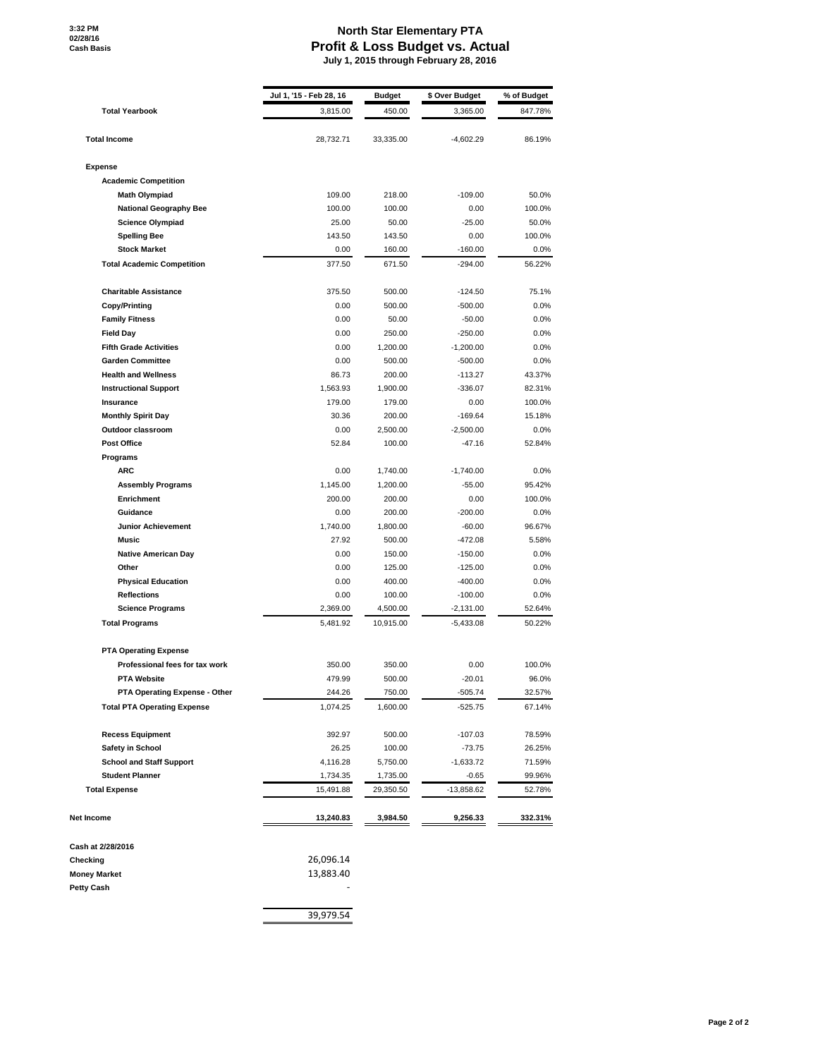3:32 PM
02/28/16
Cash Basis

# North Star Elementary PTA
## Profit & Loss Budget vs. Actual
### July 1, 2015 through February 28, 2016

| | Jul 1, '15 - Feb 28, 16 | Budget | $ Over Budget | % of Budget |
|---|---|---|---|---|
| **Total Yearbook** | 3,815.00 | 450.00 | 3,365.00 | 847.78% |
| **Total Income** | 28,732.71 | 33,335.00 | -4,602.29 | 86.19% |
| **Expense** | | | | |
| **Academic Competition** | | | | |
| **Math Olympiad** | 109.00 | 218.00 | -109.00 | 50.0% |
| **National Geography Bee** | 100.00 | 100.00 | 0.00 | 100.0% |
| **Science Olympiad** | 25.00 | 50.00 | -25.00 | 50.0% |
| **Spelling Bee** | 143.50 | 143.50 | 0.00 | 100.0% |
| **Stock Market** | 0.00 | 160.00 | -160.00 | 0.0% |
| **Total Academic Competition** | 377.50 | 671.50 | -294.00 | 56.22% |
| **Charitable Assistance** | 375.50 | 500.00 | -124.50 | 75.1% |
| **Copy/Printing** | 0.00 | 500.00 | -500.00 | 0.0% |
| **Family Fitness** | 0.00 | 50.00 | -50.00 | 0.0% |
| **Field Day** | 0.00 | 250.00 | -250.00 | 0.0% |
| **Fifth Grade Activities** | 0.00 | 1,200.00 | -1,200.00 | 0.0% |
| **Garden Committee** | 0.00 | 500.00 | -500.00 | 0.0% |
| **Health and Wellness** | 86.73 | 200.00 | -113.27 | 43.37% |
| **Instructional Support** | 1,563.93 | 1,900.00 | -336.07 | 82.31% |
| **Insurance** | 179.00 | 179.00 | 0.00 | 100.0% |
| **Monthly Spirit Day** | 30.36 | 200.00 | -169.64 | 15.18% |
| **Outdoor classroom** | 0.00 | 2,500.00 | -2,500.00 | 0.0% |
| **Post Office** | 52.84 | 100.00 | -47.16 | 52.84% |
| **Programs** | | | | |
| **ARC** | 0.00 | 1,740.00 | -1,740.00 | 0.0% |
| **Assembly Programs** | 1,145.00 | 1,200.00 | -55.00 | 95.42% |
| **Enrichment** | 200.00 | 200.00 | 0.00 | 100.0% |
| **Guidance** | 0.00 | 200.00 | -200.00 | 0.0% |
| **Junior Achievement** | 1,740.00 | 1,800.00 | -60.00 | 96.67% |
| **Music** | 27.92 | 500.00 | -472.08 | 5.58% |
| **Native American Day** | 0.00 | 150.00 | -150.00 | 0.0% |
| **Other** | 0.00 | 125.00 | -125.00 | 0.0% |
| **Physical Education** | 0.00 | 400.00 | -400.00 | 0.0% |
| **Reflections** | 0.00 | 100.00 | -100.00 | 0.0% |
| **Science Programs** | 2,369.00 | 4,500.00 | -2,131.00 | 52.64% |
| **Total Programs** | 5,481.92 | 10,915.00 | -5,433.08 | 50.22% |
| **PTA Operating Expense** | | | | |
| **Professional fees for tax work** | 350.00 | 350.00 | 0.00 | 100.0% |
| **PTA Website** | 479.99 | 500.00 | -20.01 | 96.0% |
| **PTA Operating Expense - Other** | 244.26 | 750.00 | -505.74 | 32.57% |
| **Total PTA Operating Expense** | 1,074.25 | 1,600.00 | -525.75 | 67.14% |
| **Recess Equipment** | 392.97 | 500.00 | -107.03 | 78.59% |
| **Safety in School** | 26.25 | 100.00 | -73.75 | 26.25% |
| **School and Staff Support** | 4,116.28 | 5,750.00 | -1,633.72 | 71.59% |
| **Student Planner** | 1,734.35 | 1,735.00 | -0.65 | 99.96% |
| **Total Expense** | 15,491.88 | 29,350.50 | -13,858.62 | 52.78% |
| **Net Income** | **13,240.83** | **3,984.50** | **9,256.33** | **332.31%** |

| | |
|---|---|
| **Cash at 2/28/2016** | |
| **Checking** | 26,096.14 |
| **Money Market** | 13,883.40 |
| **Petty Cash** | - |
| | 39,979.54 |